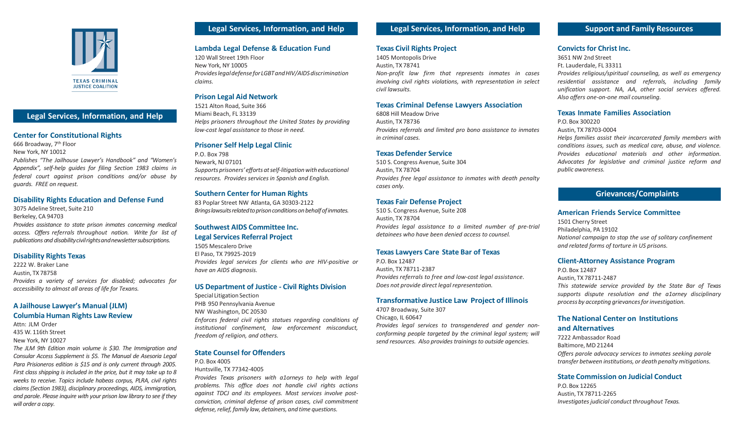TEXAS CRIMINAL JUSTICE COALITION

## Legal Services, Information, and Help

### Center for Constitutional Rights

666 Broadway, 7th Floor
New York, NY 10012

*Publishes "The Jailhouse Lawyer's Handbook" and "Women's Appendix", self-help guides for filing Section 1983 claims in federal court against prison conditions and/or abuse by guards. FREE on request.*

### Disability Rights Education and Defense Fund

3075 Adeline Street, Suite 210
Berkeley, CA 94703

*Provides assistance to state prison inmates concerning medical access. Offers referrals throughout nation. Write for list of publications and disability civil rights and newsletter subscriptions.*

### Disability Rights Texas

2222 W. Braker Lane
Austin, TX 78758

*Provides a variety of services for disabled; advocates for accessibility to almost all areas of life for Texans.*

### A Jailhouse Lawyer's Manual (JLM) Columbia Human Rights Law Review

Attn: JLM Order
435 W. 116th Street
New York, NY 10027

*The JLM 9th Edition main volume is $30. The Immigration and Consular Access Supplement is $5. The Manual de Asesoria Legal Para Prisioneros edition is $15 and is only current through 2005. First class shipping is included in the price, but it may take up to 8 weeks to receive. Topics include habeas corpus, PLRA, civil rights claims (Section 1983), disciplinary proceedings, AIDS, immigration, and parole. Please inquire with your prison law library to see if they will order a copy.*

## Legal Services, Information, and Help

### Lambda Legal Defense & Education Fund

120 Wall Street 19th Floor
New York, NY 10005

*Provides legal defense for LGBT and HIV/AIDS discrimination claims.*

### Prison Legal Aid Network

1521 Alton Road, Suite 366
Miami Beach, FL 33139

*Helps prisoners throughout the United States by providing low-cost legal assistance to those in need.*

### Prisoner Self Help Legal Clinic

P.O. Box 798
Newark, NJ 07101

*Supports prisoners' efforts at self-litigation with educational resources. Provides services in Spanish and English.*

### Southern Center for Human Rights

83 Poplar Street NW Atlanta, GA 30303-2122

*Brings lawsuits related to prison conditions on behalf of inmates.*

### Southwest AIDS Committee Inc. Legal Services Referral Project

1505 Mescalero Drive
El Paso, TX 79925-2019

*Provides legal services for clients who are HIV-positive or have an AIDS diagnosis.*

### US Department of Justice - Civil Rights Division

Special Litigation Section
PHB 950 Pennsylvania Avenue
NW Washington, DC 20530

*Enforces federal civil rights statues regarding conditions of institutional confinement, law enforcement misconduct, freedom of religion, and others.*

### State Counsel for Offenders

P.O. Box 4005
Huntsville, TX 77342-4005

*Provides Texas prisoners with a1orneys to help with legal problems. This office does not handle civil rights actions against TDCJ and its employees. Most services involve post-conviction, criminal defense of prison cases, civil commitment defense, relief, family law, detainers, and time questions.*

## Legal Services, Information, and Help

### Texas Civil Rights Project

1405 Montopolis Drive
Austin, TX 78741

*Non-profit law firm that represents inmates in cases involving civil rights violations, with representation in select civil lawsuits.*

### Texas Criminal Defense Lawyers Association

6808 Hill Meadow Drive
Austin, TX 78736

*Provides referrals and limited pro bono assistance to inmates in criminal cases.*

### Texas Defender Service

510 S. Congress Avenue, Suite 304
Austin, TX 78704

*Provides free legal assistance to inmates with death penalty cases only.*

### Texas Fair Defense Project

510 S. Congress Avenue, Suite 208
Austin, TX 78704

*Provides legal assistance to a limited number of pre-trial detainees who have been denied access to counsel.*

### Texas Lawyers Care State Bar of Texas

P.O. Box 12487
Austin, TX 78711-2387

*Provides referrals to free and low-cost legal assistance. Does not provide direct legal representation.*

### Transformative Justice Law Project of Illinois

4707 Broadway, Suite 307
Chicago, IL 60647

*Provides legal services to transgendered and gender non-conforming people targeted by the criminal legal system; will send resources. Also provides trainings to outside agencies.*

## Support and Family Resources

### Convicts for Christ Inc.

3651 NW 2nd Street
Ft. Lauderdale, FL 33311

*Provides religious/spiritual counseling, as well as emergency residential assistance and referrals, including family unification support. NA, AA, other social services offered. Also offers one-on-one mail counseling.*

### Texas Inmate Families Association

P.O. Box 300220
Austin, TX 78703-0004

*Helps families assist their incarcerated family members with conditions issues, such as medical care, abuse, and violence. Provides educational materials and other information. Advocates for legislative and criminal justice reform and public awareness.*

## Grievances/Complaints

### American Friends Service Committee

1501 Cherry Street
Philadelphia, PA 19102

*National campaign to stop the use of solitary confinement and related forms of torture in US prisons.*

### Client-Attorney Assistance Program

P.O. Box 12487
Austin, TX 78711-2487

*This statewide service provided by the State Bar of Texas supports dispute resolution and the a1orney disciplinary process by accepting grievances for investigation.*

### The National Center on Institutions and Alternatives

7222 Ambassador Road
Baltimore, MD 21244

*Offers parole advocacy services to inmates seeking parole transfer between institutions, or death penalty mitigations.*

### State Commission on Judicial Conduct

P.O. Box 12265
Austin, TX 78711-2265

*Investigates judicial conduct throughout Texas.*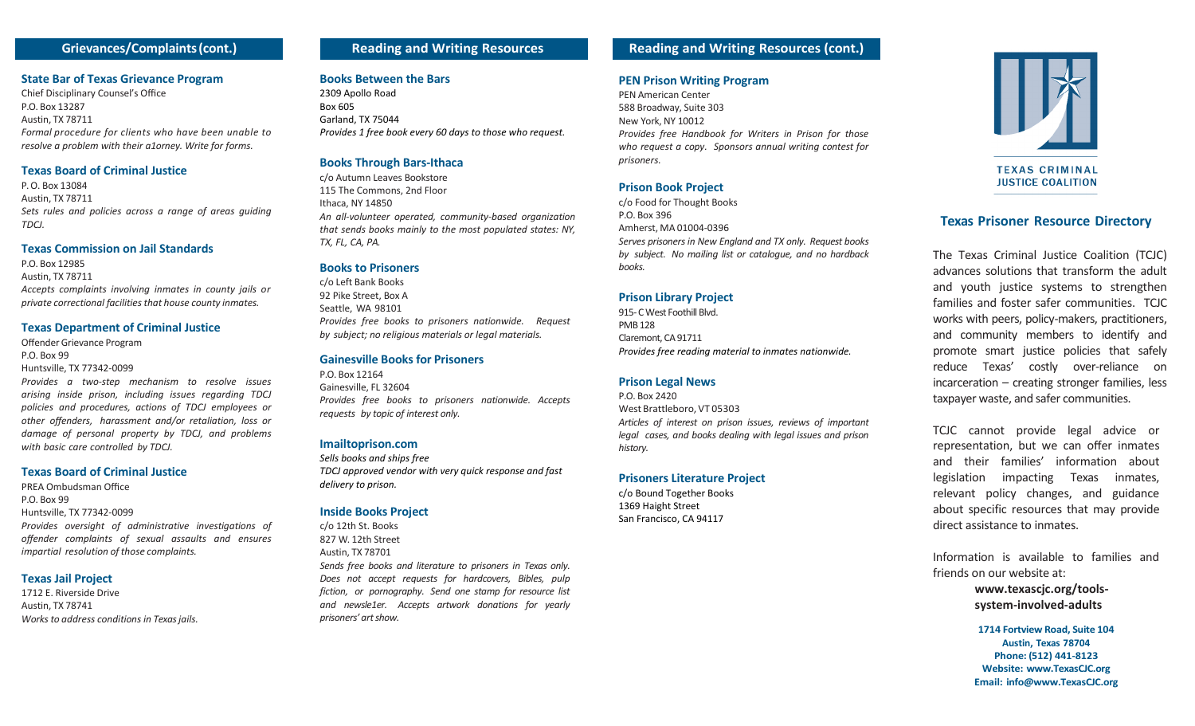## Grievances/Complaints (cont.)

### State Bar of Texas Grievance Program

Chief Disciplinary Counsel's Office
P.O. Box 13287
Austin, TX 78711
*Formal procedure for clients who have been unable to resolve a problem with their a1orney. Write for forms.*

### Texas Board of Criminal Justice

P. O. Box 13084
Austin, TX 78711
*Sets rules and policies across a range of areas guiding TDCJ.*

### Texas Commission on Jail Standards

P.O. Box 12985
Austin, TX 78711
*Accepts complaints involving inmates in county jails or private correctional facilities that house county inmates.*

### Texas Department of Criminal Justice

Offender Grievance Program
P.O. Box 99
Huntsville, TX 77342-0099
*Provides a two-step mechanism to resolve issues arising inside prison, including issues regarding TDCJ policies and procedures, actions of TDCJ employees or other offenders, harassment and/or retaliation, loss or damage of personal property by TDCJ, and problems with basic care controlled by TDCJ.*

### Texas Board of Criminal Justice

PREA Ombudsman Office
P.O. Box 99
Huntsville, TX 77342-0099
*Provides oversight of administrative investigations of offender complaints of sexual assaults and ensures impartial resolution of those complaints.*

### Texas Jail Project

1712 E. Riverside Drive
Austin, TX 78741
*Works to address conditions in Texas jails.*

## Reading and Writing Resources

### Books Between the Bars

2309 Apollo Road
Box 605
Garland, TX 75044
*Provides 1 free book every 60 days to those who request.*

### Books Through Bars-Ithaca

c/o Autumn Leaves Bookstore
115 The Commons, 2nd Floor
Ithaca, NY 14850
*An all-volunteer operated, community-based organization that sends books mainly to the most populated states: NY, TX, FL, CA, PA.*

### Books to Prisoners

c/o Left Bank Books
92 Pike Street, Box A
Seattle, WA 98101
*Provides free books to prisoners nationwide. Request by subject; no religious materials or legal materials.*

### Gainesville Books for Prisoners

P.O. Box 12164
Gainesville, FL 32604
*Provides free books to prisoners nationwide. Accepts requests by topic of interest only.*

### Imailtoprison.com

*Sells books and ships free*
*TDCJ approved vendor with very quick response and fast delivery to prison.*

### Inside Books Project

c/o 12th St. Books
827 W. 12th Street
Austin, TX 78701
*Sends free books and literature to prisoners in Texas only. Does not accept requests for hardcovers, Bibles, pulp fiction, or pornography. Send one stamp for resource list and newsle1er. Accepts artwork donations for yearly prisoners' art show.*

## Reading and Writing Resources (cont.)

### PEN Prison Writing Program

PEN American Center
588 Broadway, Suite 303
New York, NY 10012
*Provides free Handbook for Writers in Prison for those who request a copy. Sponsors annual writing contest for prisoners.*

### Prison Book Project

c/o Food for Thought Books
P.O. Box 396
Amherst, MA 01004-0396
*Serves prisoners in New England and TX only. Request books by subject. No mailing list or catalogue, and no hardback books.*

### Prison Library Project

915- C West Foothill Blvd.
PMB 128
Claremont, CA 91711
*Provides free reading material to inmates nationwide.*

### Prison Legal News

P.O. Box 2420
West Brattleboro, VT 05303
*Articles of interest on prison issues, reviews of important legal cases, and books dealing with legal issues and prison history.*

### Prisoners Literature Project

c/o Bound Together Books
1369 Haight Street
San Francisco, CA 94117

TEXAS CRIMINAL JUSTICE COALITION

## Texas Prisoner Resource Directory

The Texas Criminal Justice Coalition (TCJC) advances solutions that transform the adult and youth justice systems to strengthen families and foster safer communities. TCJC works with peers, policy-makers, practitioners, and community members to identify and promote smart justice policies that safely reduce Texas' costly over-reliance on incarceration – creating stronger families, less taxpayer waste, and safer communities.

TCJC cannot provide legal advice or representation, but we can offer inmates and their families' information about legislation impacting Texas inmates, relevant policy changes, and guidance about specific resources that may provide direct assistance to inmates.

Information is available to families and friends on our website at:

**www.texascjc.org/tools-system-involved-adults**

**1714 Fortview Road, Suite 104**
**Austin, Texas 78704**
**Phone: (512) 441-8123**
**Website: www.TexasCJC.org**
**Email: info@www.TexasCJC.org**